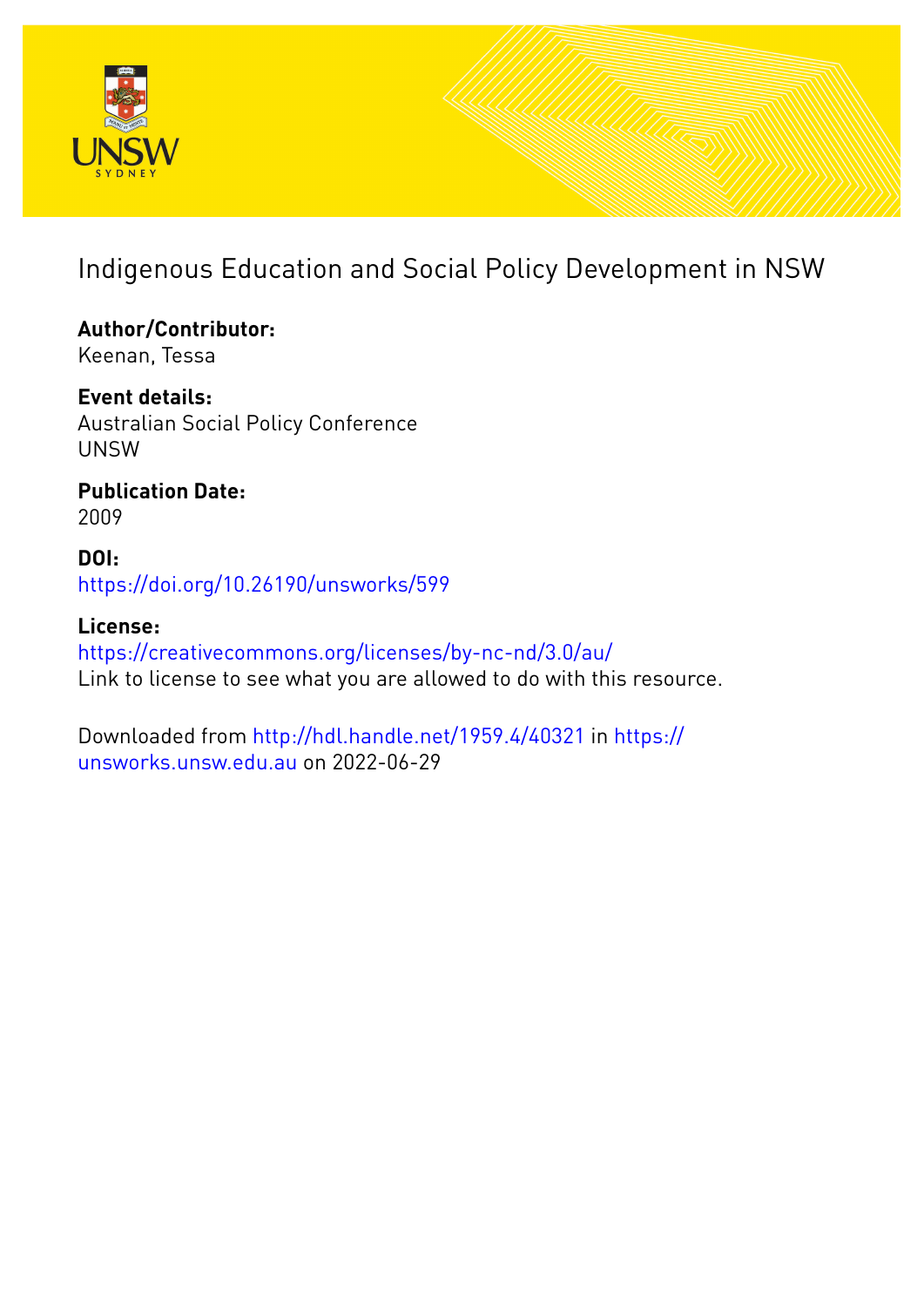# Indigenous Education and Social Policy Development in NSW

**Author/Contributor:**
Keenan, Tessa

**Event details:**
Australian Social Policy Conference
UNSW

**Publication Date:**
2009

**DOI:**
https://doi.org/10.26190/unsworks/599

**License:**
https://creativecommons.org/licenses/by-nc-nd/3.0/au/
Link to license to see what you are allowed to do with this resource.

Downloaded from http://hdl.handle.net/1959.4/40321 in https://unsworks.unsw.edu.au on 2022-06-29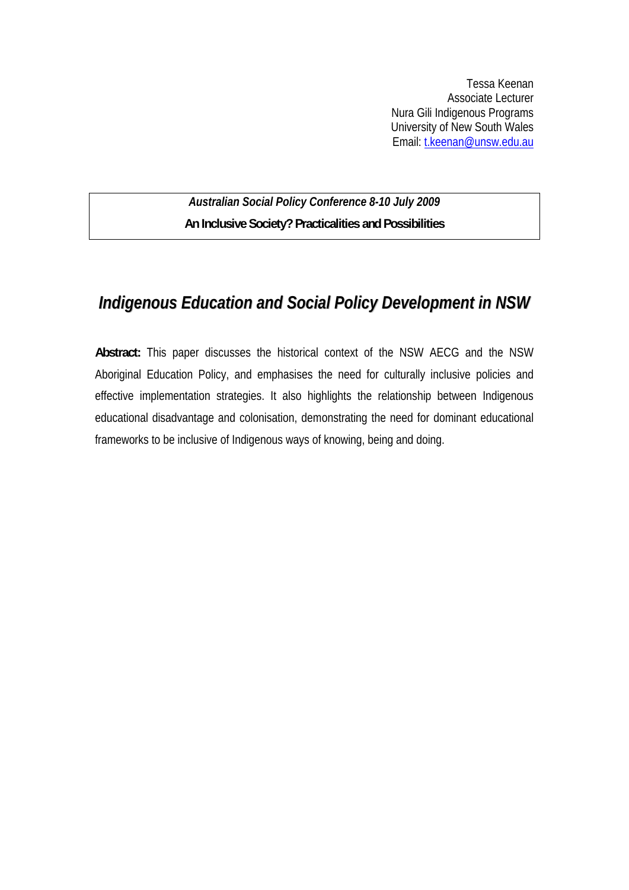Tessa Keenan
Associate Lecturer
Nura Gili Indigenous Programs
University of New South Wales
Email: t.keenan@unsw.edu.au

*Australian Social Policy Conference 8-10 July 2009*

**An Inclusive Society? Practicalities and Possibilities**

# *Indigenous Education and Social Policy Development in NSW*

**Abstract:** This paper discusses the historical context of the NSW AECG and the NSW Aboriginal Education Policy, and emphasises the need for culturally inclusive policies and effective implementation strategies. It also highlights the relationship between Indigenous educational disadvantage and colonisation, demonstrating the need for dominant educational frameworks to be inclusive of Indigenous ways of knowing, being and doing.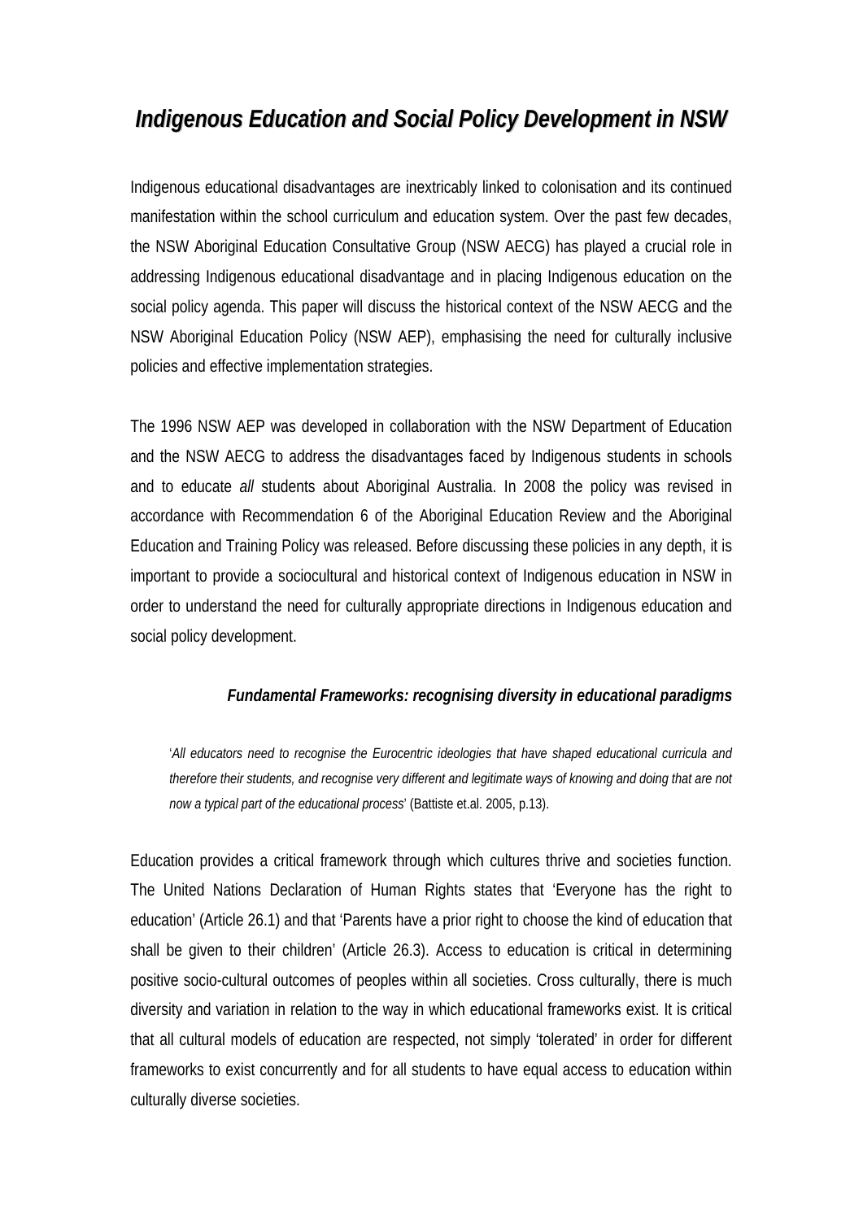# *Indigenous Education and Social Policy Development in NSW*

Indigenous educational disadvantages are inextricably linked to colonisation and its continued manifestation within the school curriculum and education system. Over the past few decades, the NSW Aboriginal Education Consultative Group (NSW AECG) has played a crucial role in addressing Indigenous educational disadvantage and in placing Indigenous education on the social policy agenda. This paper will discuss the historical context of the NSW AECG and the NSW Aboriginal Education Policy (NSW AEP), emphasising the need for culturally inclusive policies and effective implementation strategies.

The 1996 NSW AEP was developed in collaboration with the NSW Department of Education and the NSW AECG to address the disadvantages faced by Indigenous students in schools and to educate *all* students about Aboriginal Australia. In 2008 the policy was revised in accordance with Recommendation 6 of the Aboriginal Education Review and the Aboriginal Education and Training Policy was released. Before discussing these policies in any depth, it is important to provide a sociocultural and historical context of Indigenous education in NSW in order to understand the need for culturally appropriate directions in Indigenous education and social policy development.

### *Fundamental Frameworks: recognising diversity in educational paradigms*

> '*All educators need to recognise the Eurocentric ideologies that have shaped educational curricula and therefore their students, and recognise very different and legitimate ways of knowing and doing that are not now a typical part of the educational process*' (Battiste et.al. 2005, p.13).

Education provides a critical framework through which cultures thrive and societies function. The United Nations Declaration of Human Rights states that 'Everyone has the right to education' (Article 26.1) and that 'Parents have a prior right to choose the kind of education that shall be given to their children' (Article 26.3). Access to education is critical in determining positive socio-cultural outcomes of peoples within all societies. Cross culturally, there is much diversity and variation in relation to the way in which educational frameworks exist. It is critical that all cultural models of education are respected, not simply 'tolerated' in order for different frameworks to exist concurrently and for all students to have equal access to education within culturally diverse societies.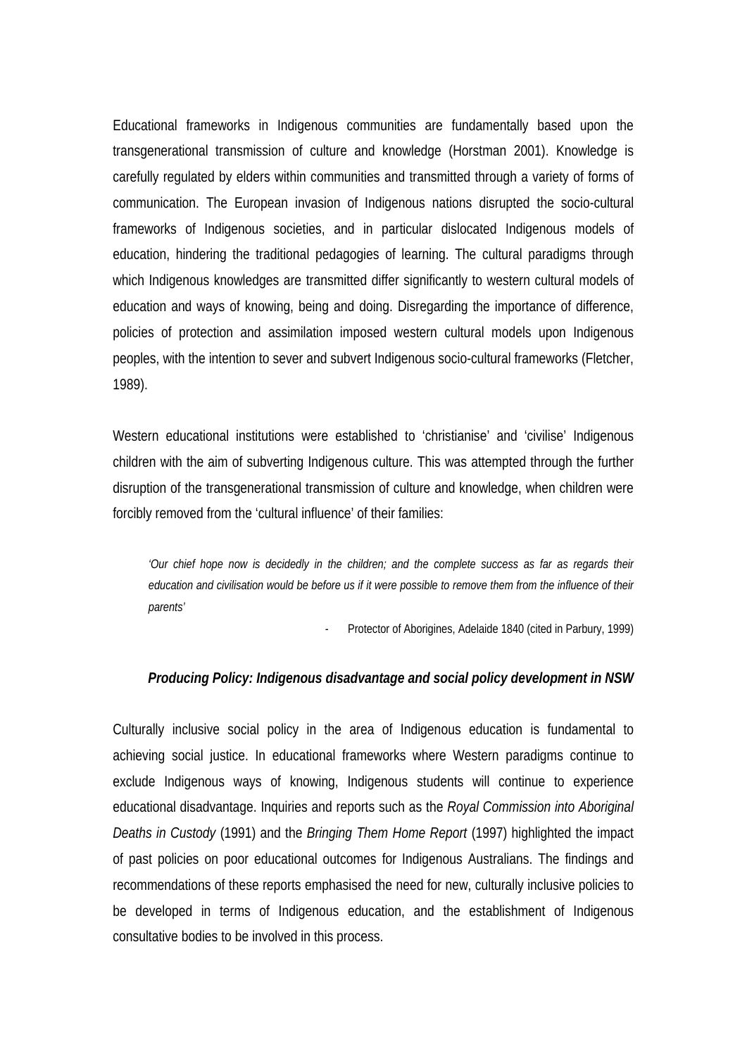Educational frameworks in Indigenous communities are fundamentally based upon the transgenerational transmission of culture and knowledge (Horstman 2001). Knowledge is carefully regulated by elders within communities and transmitted through a variety of forms of communication. The European invasion of Indigenous nations disrupted the socio-cultural frameworks of Indigenous societies, and in particular dislocated Indigenous models of education, hindering the traditional pedagogies of learning. The cultural paradigms through which Indigenous knowledges are transmitted differ significantly to western cultural models of education and ways of knowing, being and doing. Disregarding the importance of difference, policies of protection and assimilation imposed western cultural models upon Indigenous peoples, with the intention to sever and subvert Indigenous socio-cultural frameworks (Fletcher, 1989).

Western educational institutions were established to 'christianise' and 'civilise' Indigenous children with the aim of subverting Indigenous culture. This was attempted through the further disruption of the transgenerational transmission of culture and knowledge, when children were forcibly removed from the 'cultural influence' of their families:

> *'Our chief hope now is decidedly in the children; and the complete success as far as regards their education and civilisation would be before us if it were possible to remove them from the influence of their parents'*
>
> \- Protector of Aborigines, Adelaide 1840 (cited in Parbury, 1999)

### *Producing Policy: Indigenous disadvantage and social policy development in NSW*

Culturally inclusive social policy in the area of Indigenous education is fundamental to achieving social justice. In educational frameworks where Western paradigms continue to exclude Indigenous ways of knowing, Indigenous students will continue to experience educational disadvantage. Inquiries and reports such as the *Royal Commission into Aboriginal Deaths in Custody* (1991) and the *Bringing Them Home Report* (1997) highlighted the impact of past policies on poor educational outcomes for Indigenous Australians. The findings and recommendations of these reports emphasised the need for new, culturally inclusive policies to be developed in terms of Indigenous education, and the establishment of Indigenous consultative bodies to be involved in this process.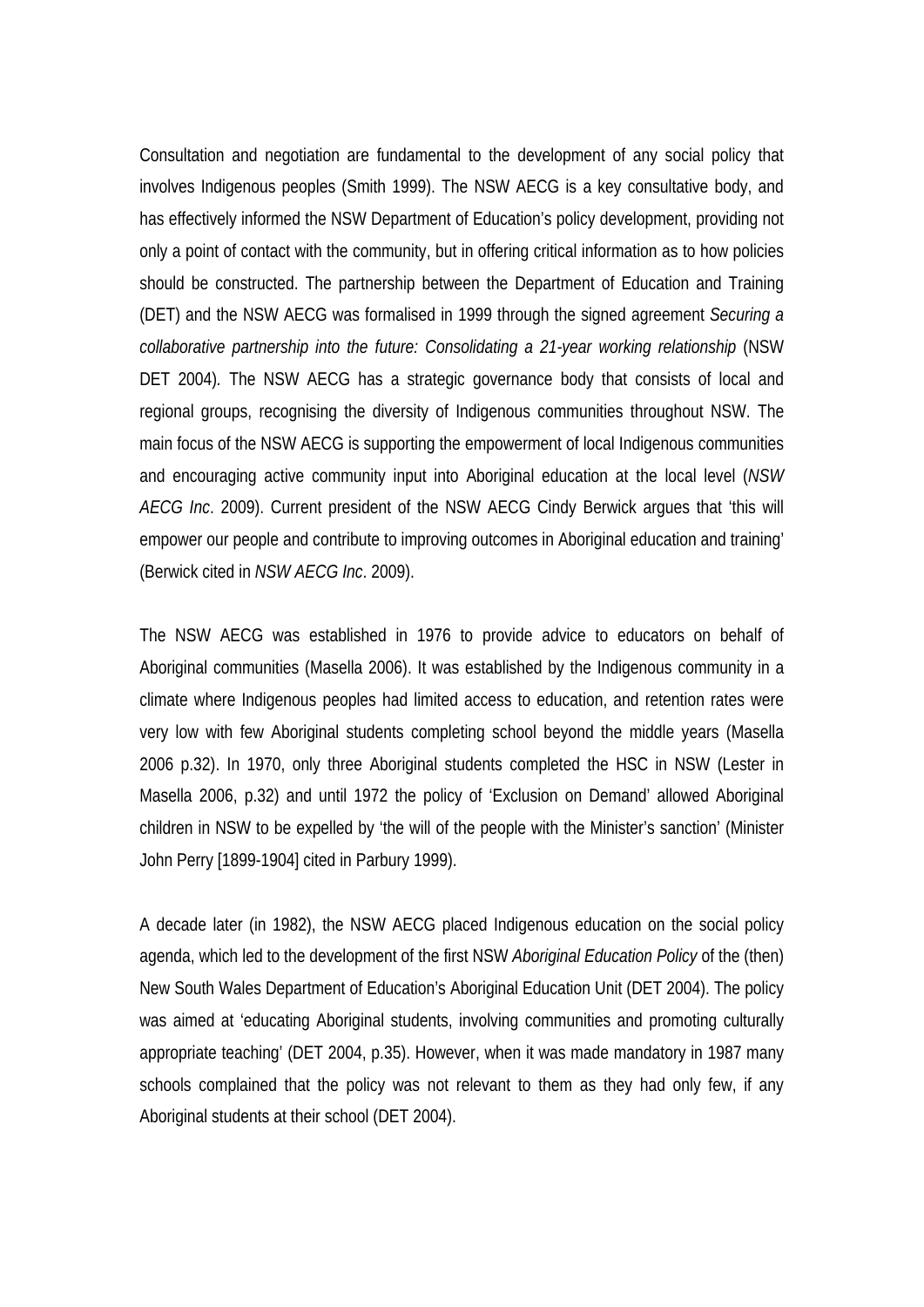Consultation and negotiation are fundamental to the development of any social policy that involves Indigenous peoples (Smith 1999). The NSW AECG is a key consultative body, and has effectively informed the NSW Department of Education's policy development, providing not only a point of contact with the community, but in offering critical information as to how policies should be constructed. The partnership between the Department of Education and Training (DET) and the NSW AECG was formalised in 1999 through the signed agreement *Securing a collaborative partnership into the future: Consolidating a 21-year working relationship* (NSW DET 2004). The NSW AECG has a strategic governance body that consists of local and regional groups, recognising the diversity of Indigenous communities throughout NSW. The main focus of the NSW AECG is supporting the empowerment of local Indigenous communities and encouraging active community input into Aboriginal education at the local level (*NSW AECG Inc*. 2009). Current president of the NSW AECG Cindy Berwick argues that 'this will empower our people and contribute to improving outcomes in Aboriginal education and training' (Berwick cited in *NSW AECG Inc*. 2009).

The NSW AECG was established in 1976 to provide advice to educators on behalf of Aboriginal communities (Masella 2006). It was established by the Indigenous community in a climate where Indigenous peoples had limited access to education, and retention rates were very low with few Aboriginal students completing school beyond the middle years (Masella 2006 p.32). In 1970, only three Aboriginal students completed the HSC in NSW (Lester in Masella 2006, p.32) and until 1972 the policy of 'Exclusion on Demand' allowed Aboriginal children in NSW to be expelled by 'the will of the people with the Minister's sanction' (Minister John Perry [1899-1904] cited in Parbury 1999).

A decade later (in 1982), the NSW AECG placed Indigenous education on the social policy agenda, which led to the development of the first NSW *Aboriginal Education Policy* of the (then) New South Wales Department of Education's Aboriginal Education Unit (DET 2004). The policy was aimed at 'educating Aboriginal students, involving communities and promoting culturally appropriate teaching' (DET 2004, p.35). However, when it was made mandatory in 1987 many schools complained that the policy was not relevant to them as they had only few, if any Aboriginal students at their school (DET 2004).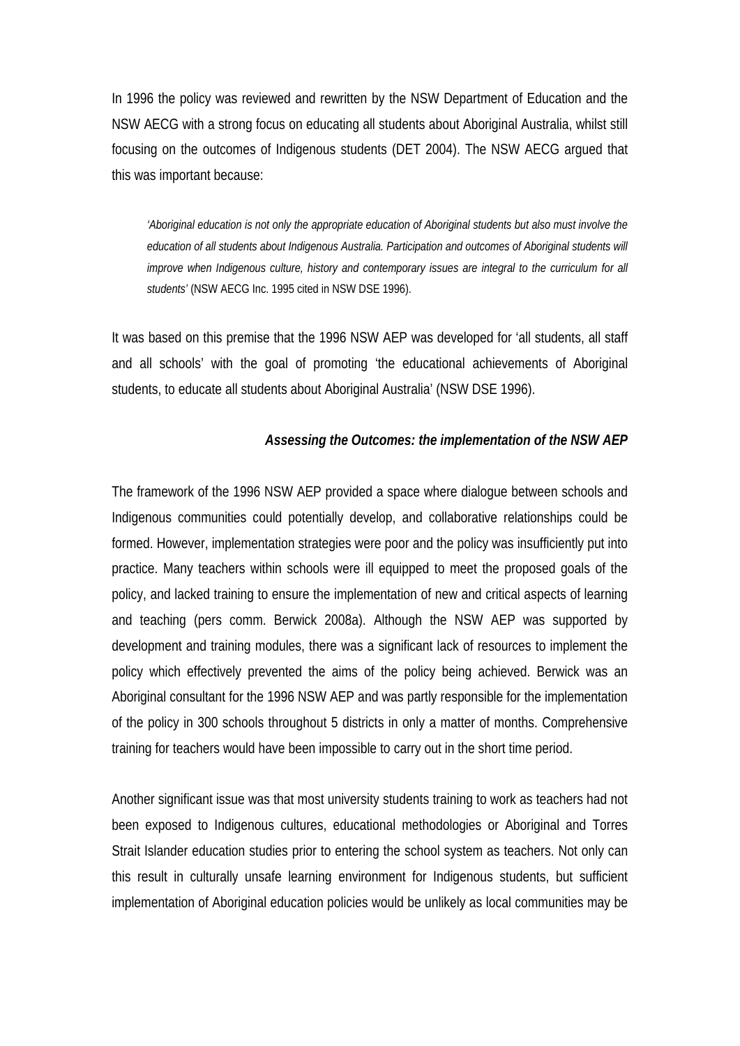In 1996 the policy was reviewed and rewritten by the NSW Department of Education and the NSW AECG with a strong focus on educating all students about Aboriginal Australia, whilst still focusing on the outcomes of Indigenous students (DET 2004). The NSW AECG argued that this was important because:

> *'Aboriginal education is not only the appropriate education of Aboriginal students but also must involve the education of all students about Indigenous Australia. Participation and outcomes of Aboriginal students will improve when Indigenous culture, history and contemporary issues are integral to the curriculum for all students'* (NSW AECG Inc. 1995 cited in NSW DSE 1996).

It was based on this premise that the 1996 NSW AEP was developed for 'all students, all staff and all schools' with the goal of promoting 'the educational achievements of Aboriginal students, to educate all students about Aboriginal Australia' (NSW DSE 1996).

### *Assessing the Outcomes: the implementation of the NSW AEP*

The framework of the 1996 NSW AEP provided a space where dialogue between schools and Indigenous communities could potentially develop, and collaborative relationships could be formed. However, implementation strategies were poor and the policy was insufficiently put into practice. Many teachers within schools were ill equipped to meet the proposed goals of the policy, and lacked training to ensure the implementation of new and critical aspects of learning and teaching (pers comm. Berwick 2008a). Although the NSW AEP was supported by development and training modules, there was a significant lack of resources to implement the policy which effectively prevented the aims of the policy being achieved. Berwick was an Aboriginal consultant for the 1996 NSW AEP and was partly responsible for the implementation of the policy in 300 schools throughout 5 districts in only a matter of months. Comprehensive training for teachers would have been impossible to carry out in the short time period.

Another significant issue was that most university students training to work as teachers had not been exposed to Indigenous cultures, educational methodologies or Aboriginal and Torres Strait Islander education studies prior to entering the school system as teachers. Not only can this result in culturally unsafe learning environment for Indigenous students, but sufficient implementation of Aboriginal education policies would be unlikely as local communities may be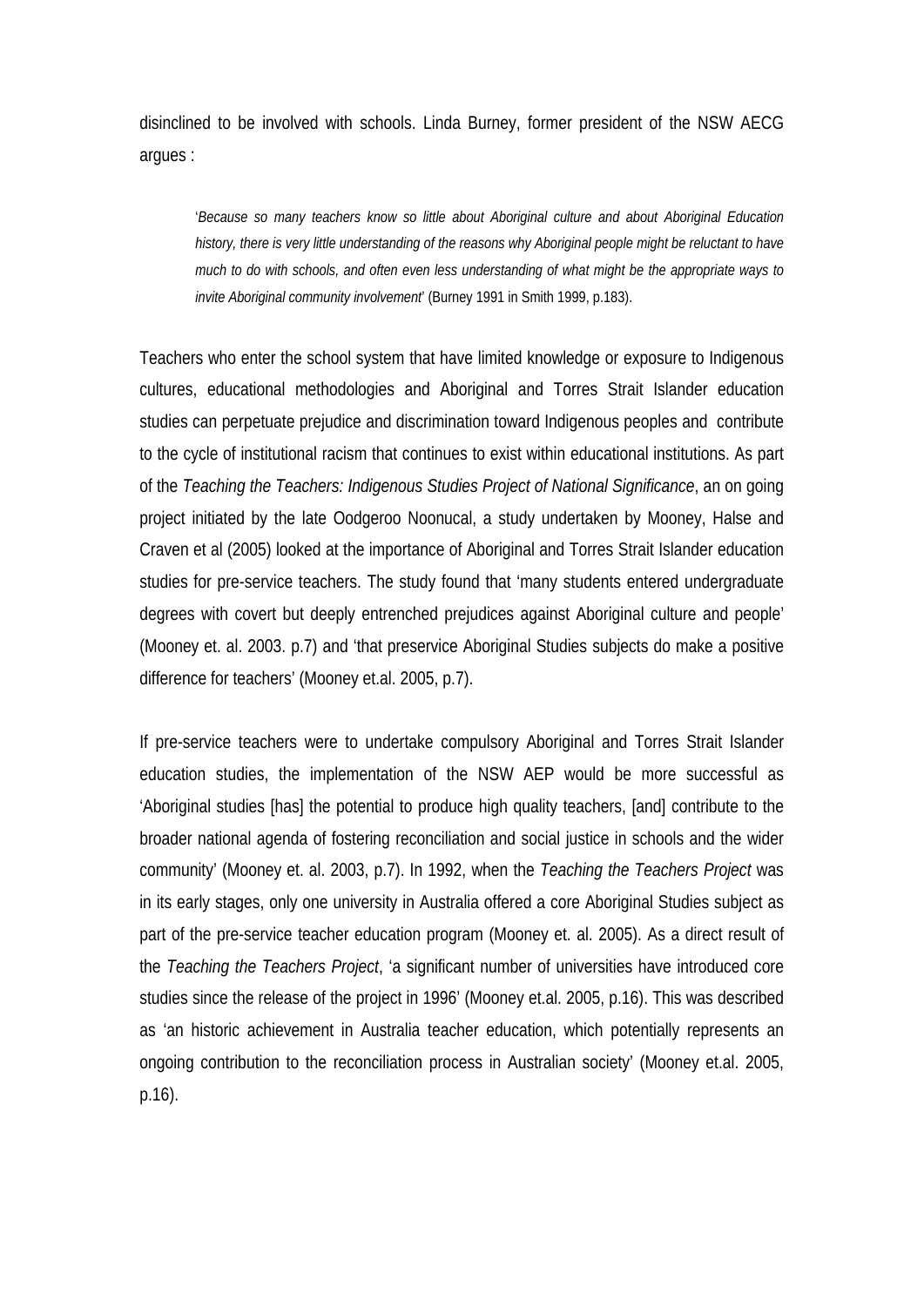disinclined to be involved with schools. Linda Burney, former president of the NSW AECG argues :

> '*Because so many teachers know so little about Aboriginal culture and about Aboriginal Education history, there is very little understanding of the reasons why Aboriginal people might be reluctant to have much to do with schools, and often even less understanding of what might be the appropriate ways to invite Aboriginal community involvement*' (Burney 1991 in Smith 1999, p.183).

Teachers who enter the school system that have limited knowledge or exposure to Indigenous cultures, educational methodologies and Aboriginal and Torres Strait Islander education studies can perpetuate prejudice and discrimination toward Indigenous peoples and contribute to the cycle of institutional racism that continues to exist within educational institutions. As part of the *Teaching the Teachers: Indigenous Studies Project of National Significance*, an on going project initiated by the late Oodgeroo Noonucal, a study undertaken by Mooney, Halse and Craven et al (2005) looked at the importance of Aboriginal and Torres Strait Islander education studies for pre-service teachers. The study found that 'many students entered undergraduate degrees with covert but deeply entrenched prejudices against Aboriginal culture and people' (Mooney et. al. 2003. p.7) and 'that preservice Aboriginal Studies subjects do make a positive difference for teachers' (Mooney et.al. 2005, p.7).

If pre-service teachers were to undertake compulsory Aboriginal and Torres Strait Islander education studies, the implementation of the NSW AEP would be more successful as 'Aboriginal studies [has] the potential to produce high quality teachers, [and] contribute to the broader national agenda of fostering reconciliation and social justice in schools and the wider community' (Mooney et. al. 2003, p.7). In 1992, when the *Teaching the Teachers Project* was in its early stages, only one university in Australia offered a core Aboriginal Studies subject as part of the pre-service teacher education program (Mooney et. al. 2005). As a direct result of the *Teaching the Teachers Project*, 'a significant number of universities have introduced core studies since the release of the project in 1996' (Mooney et.al. 2005, p.16). This was described as 'an historic achievement in Australia teacher education, which potentially represents an ongoing contribution to the reconciliation process in Australian society' (Mooney et.al. 2005, p.16).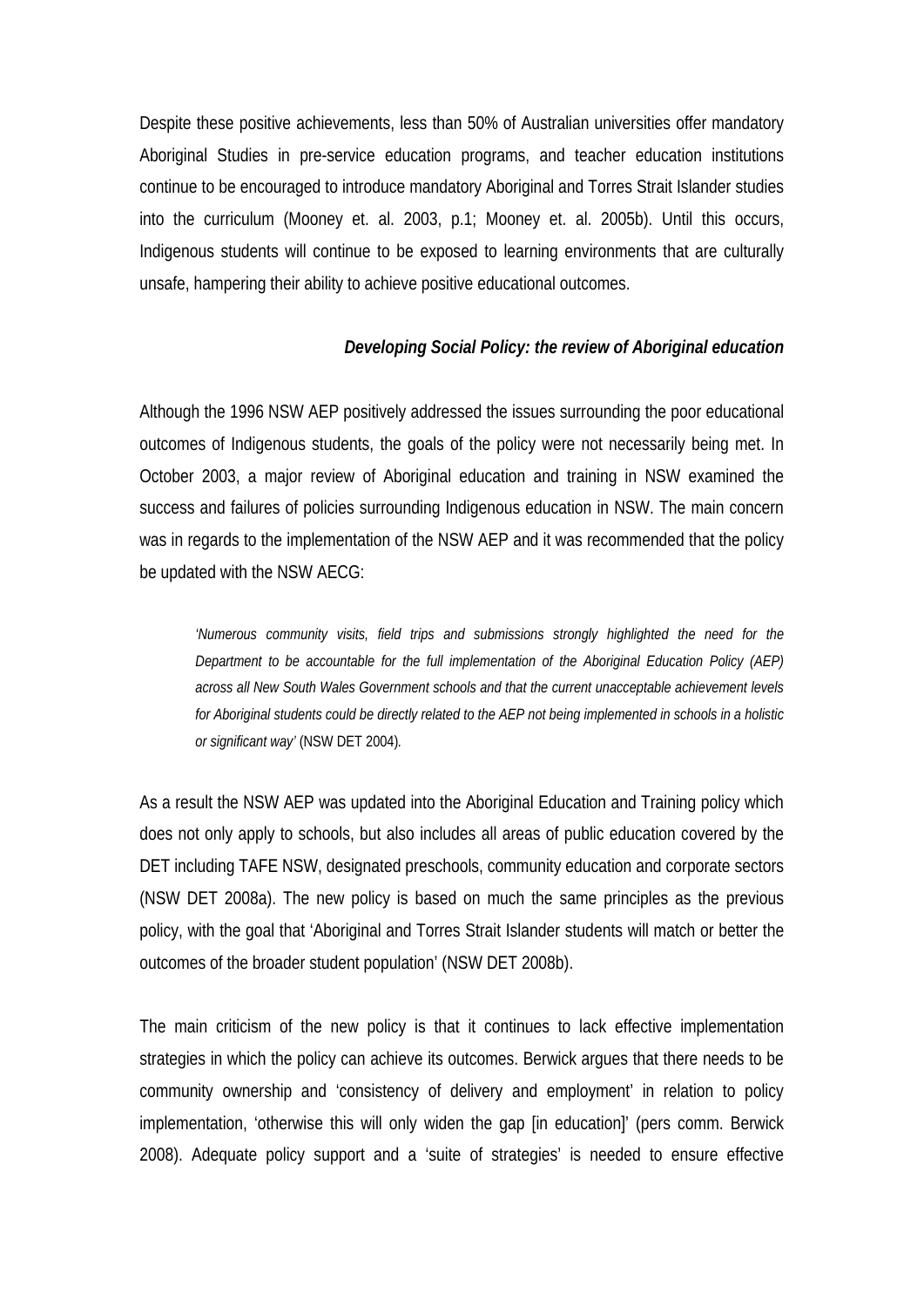Despite these positive achievements, less than 50% of Australian universities offer mandatory Aboriginal Studies in pre-service education programs, and teacher education institutions continue to be encouraged to introduce mandatory Aboriginal and Torres Strait Islander studies into the curriculum (Mooney et. al. 2003, p.1; Mooney et. al. 2005b). Until this occurs, Indigenous students will continue to be exposed to learning environments that are culturally unsafe, hampering their ability to achieve positive educational outcomes.

### *Developing Social Policy: the review of Aboriginal education*

Although the 1996 NSW AEP positively addressed the issues surrounding the poor educational outcomes of Indigenous students, the goals of the policy were not necessarily being met. In October 2003, a major review of Aboriginal education and training in NSW examined the success and failures of policies surrounding Indigenous education in NSW. The main concern was in regards to the implementation of the NSW AEP and it was recommended that the policy be updated with the NSW AECG:

> *'Numerous community visits, field trips and submissions strongly highlighted the need for the Department to be accountable for the full implementation of the Aboriginal Education Policy (AEP) across all New South Wales Government schools and that the current unacceptable achievement levels for Aboriginal students could be directly related to the AEP not being implemented in schools in a holistic or significant way'* (NSW DET 2004).

As a result the NSW AEP was updated into the Aboriginal Education and Training policy which does not only apply to schools, but also includes all areas of public education covered by the DET including TAFE NSW, designated preschools, community education and corporate sectors (NSW DET 2008a). The new policy is based on much the same principles as the previous policy, with the goal that 'Aboriginal and Torres Strait Islander students will match or better the outcomes of the broader student population' (NSW DET 2008b).

The main criticism of the new policy is that it continues to lack effective implementation strategies in which the policy can achieve its outcomes. Berwick argues that there needs to be community ownership and 'consistency of delivery and employment' in relation to policy implementation, 'otherwise this will only widen the gap [in education]' (pers comm. Berwick 2008). Adequate policy support and a 'suite of strategies' is needed to ensure effective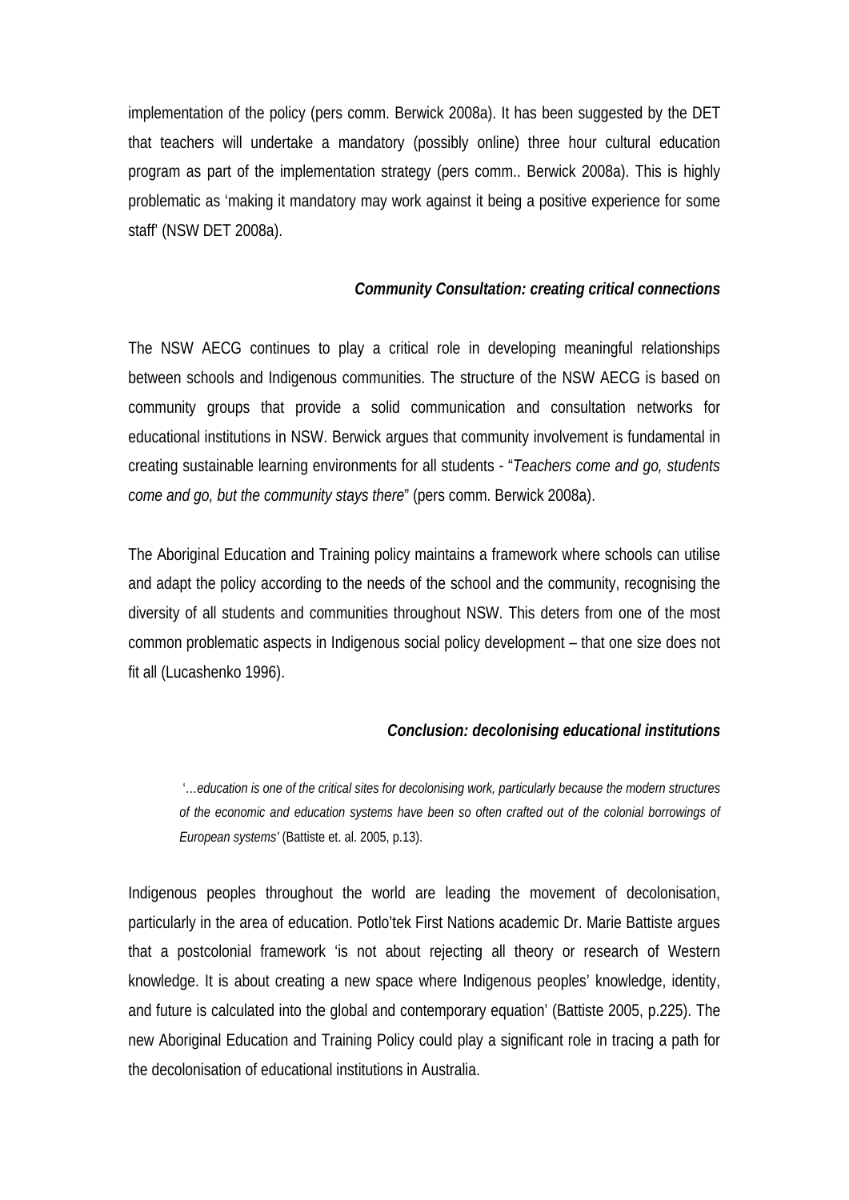implementation of the policy (pers comm. Berwick 2008a). It has been suggested by the DET that teachers will undertake a mandatory (possibly online) three hour cultural education program as part of the implementation strategy (pers comm.. Berwick 2008a). This is highly problematic as 'making it mandatory may work against it being a positive experience for some staff' (NSW DET 2008a).

### *Community Consultation: creating critical connections*

The NSW AECG continues to play a critical role in developing meaningful relationships between schools and Indigenous communities. The structure of the NSW AECG is based on community groups that provide a solid communication and consultation networks for educational institutions in NSW. Berwick argues that community involvement is fundamental in creating sustainable learning environments for all students - "*Teachers come and go, students come and go, but the community stays there*" (pers comm. Berwick 2008a).

The Aboriginal Education and Training policy maintains a framework where schools can utilise and adapt the policy according to the needs of the school and the community, recognising the diversity of all students and communities throughout NSW. This deters from one of the most common problematic aspects in Indigenous social policy development – that one size does not fit all (Lucashenko 1996).

### *Conclusion: decolonising educational institutions*

> '*…education is one of the critical sites for decolonising work, particularly because the modern structures of the economic and education systems have been so often crafted out of the colonial borrowings of European systems'* (Battiste et. al. 2005, p.13).

Indigenous peoples throughout the world are leading the movement of decolonisation, particularly in the area of education. Potlo'tek First Nations academic Dr. Marie Battiste argues that a postcolonial framework 'is not about rejecting all theory or research of Western knowledge. It is about creating a new space where Indigenous peoples' knowledge, identity, and future is calculated into the global and contemporary equation' (Battiste 2005, p.225). The new Aboriginal Education and Training Policy could play a significant role in tracing a path for the decolonisation of educational institutions in Australia.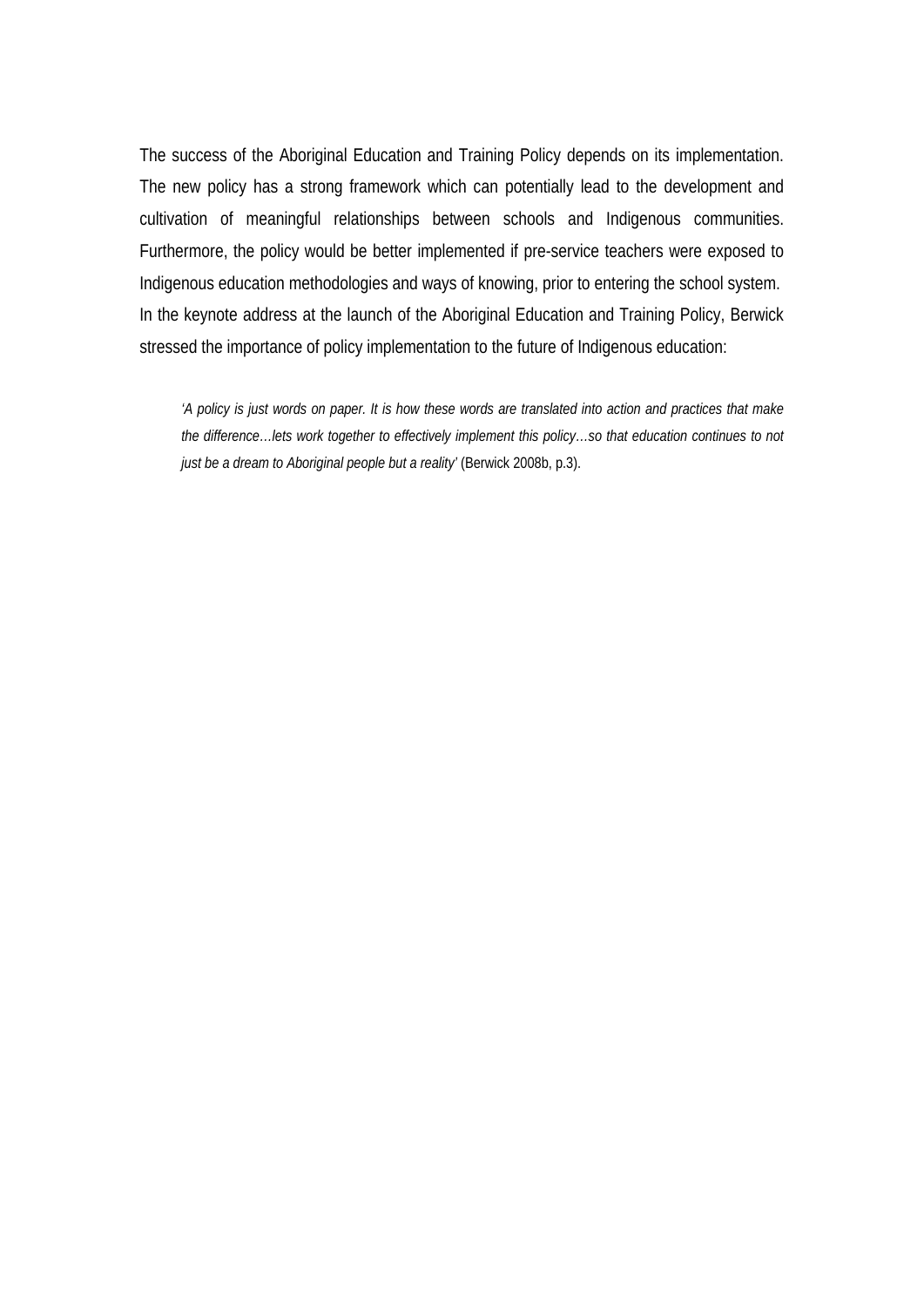The success of the Aboriginal Education and Training Policy depends on its implementation. The new policy has a strong framework which can potentially lead to the development and cultivation of meaningful relationships between schools and Indigenous communities. Furthermore, the policy would be better implemented if pre-service teachers were exposed to Indigenous education methodologies and ways of knowing, prior to entering the school system. In the keynote address at the launch of the Aboriginal Education and Training Policy, Berwick stressed the importance of policy implementation to the future of Indigenous education:

> '*A policy is just words on paper. It is how these words are translated into action and practices that make the difference…lets work together to effectively implement this policy…so that education continues to not just be a dream to Aboriginal people but a reality*' (Berwick 2008b, p.3).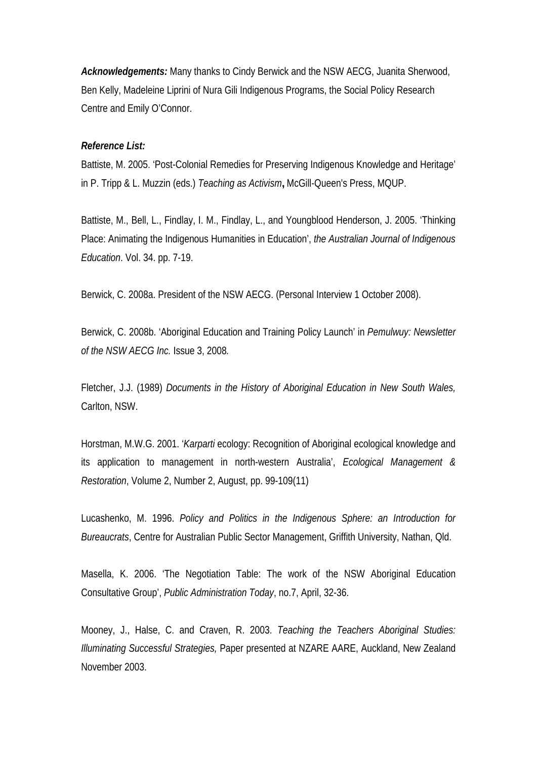***Acknowledgements:*** Many thanks to Cindy Berwick and the NSW AECG, Juanita Sherwood, Ben Kelly, Madeleine Liprini of Nura Gili Indigenous Programs, the Social Policy Research Centre and Emily O'Connor.

***Reference List:***

Battiste, M. 2005. 'Post-Colonial Remedies for Preserving Indigenous Knowledge and Heritage' in P. Tripp & L. Muzzin (eds.) *Teaching as Activism***,** McGill-Queen's Press, MQUP.

Battiste, M., Bell, L., Findlay, I. M., Findlay, L., and Youngblood Henderson, J. 2005. 'Thinking Place: Animating the Indigenous Humanities in Education', *the Australian Journal of Indigenous Education*. Vol. 34. pp. 7-19.

Berwick, C. 2008a. President of the NSW AECG. (Personal Interview 1 October 2008).

Berwick, C. 2008b. 'Aboriginal Education and Training Policy Launch' in *Pemulwuy: Newsletter of the NSW AECG Inc.* Issue 3, 2008*.*

Fletcher, J.J. (1989) *Documents in the History of Aboriginal Education in New South Wales,* Carlton, NSW.

Horstman, M.W.G. 2001. '*Karparti* ecology: Recognition of Aboriginal ecological knowledge and its application to management in north-western Australia', *Ecological Management & Restoration*, Volume 2, Number 2, August, pp. 99-109(11)

Lucashenko, M. 1996. *Policy and Politics in the Indigenous Sphere: an Introduction for Bureaucrats*, Centre for Australian Public Sector Management, Griffith University, Nathan, Qld.

Masella, K. 2006. 'The Negotiation Table: The work of the NSW Aboriginal Education Consultative Group', *Public Administration Today*, no.7, April, 32-36.

Mooney, J., Halse, C. and Craven, R. 2003. *Teaching the Teachers Aboriginal Studies: Illuminating Successful Strategies,* Paper presented at NZARE AARE, Auckland, New Zealand November 2003.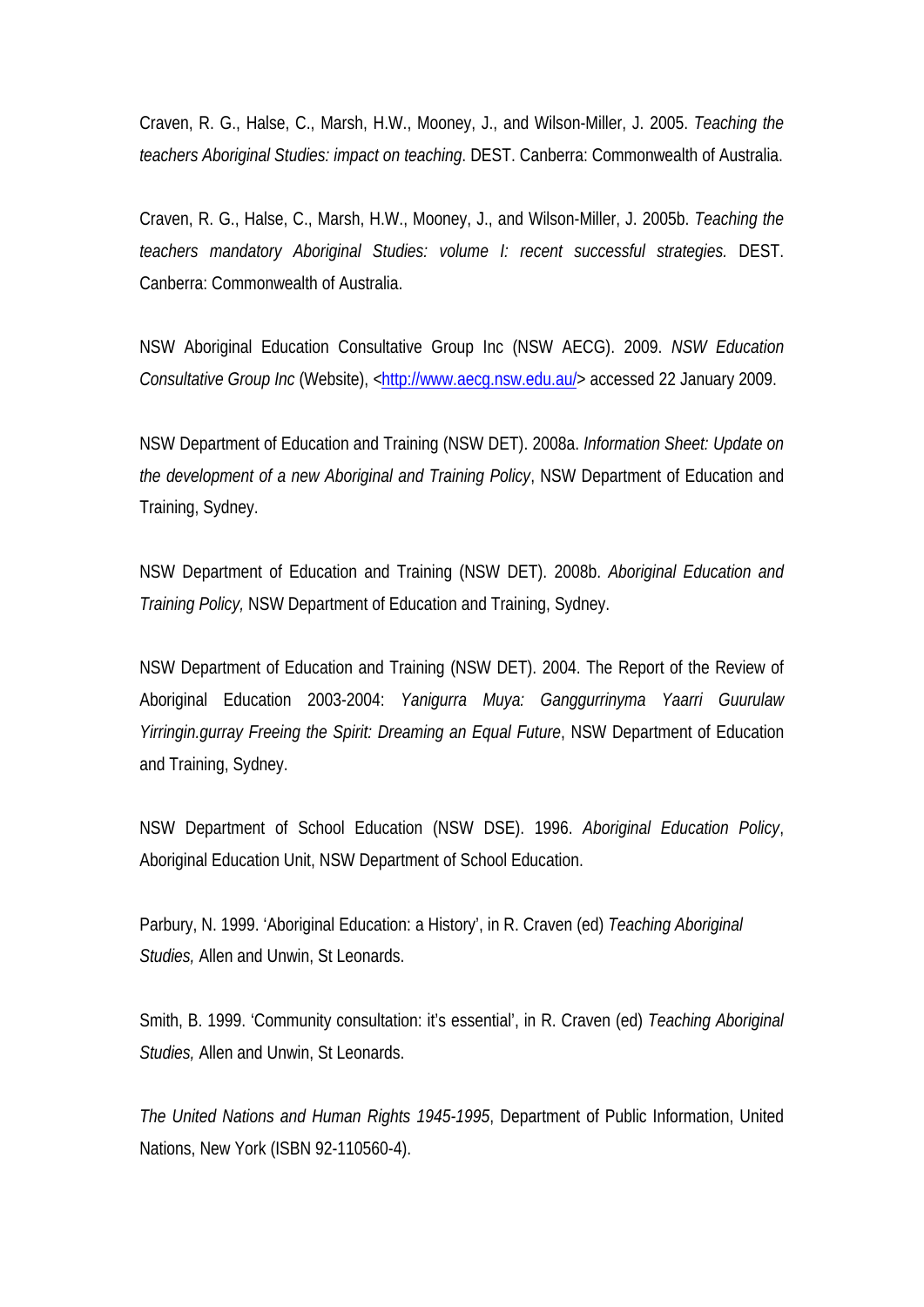Craven, R. G., Halse, C., Marsh, H.W., Mooney, J., and Wilson-Miller, J. 2005. *Teaching the teachers Aboriginal Studies: impact on teaching*. DEST. Canberra: Commonwealth of Australia.

Craven, R. G., Halse, C., Marsh, H.W., Mooney, J., and Wilson-Miller, J. 2005b. *Teaching the teachers mandatory Aboriginal Studies: volume I: recent successful strategies.* DEST. Canberra: Commonwealth of Australia.

NSW Aboriginal Education Consultative Group Inc (NSW AECG). 2009. *NSW Education Consultative Group Inc* (Website), <http://www.aecg.nsw.edu.au/> accessed 22 January 2009.

NSW Department of Education and Training (NSW DET). 2008a. *Information Sheet: Update on the development of a new Aboriginal and Training Policy*, NSW Department of Education and Training, Sydney.

NSW Department of Education and Training (NSW DET). 2008b. *Aboriginal Education and Training Policy,* NSW Department of Education and Training, Sydney.

NSW Department of Education and Training (NSW DET). 2004. The Report of the Review of Aboriginal Education 2003-2004: *Yanigurra Muya: Ganggurrinyma Yaarri Guurulaw Yirringin.gurray Freeing the Spirit: Dreaming an Equal Future*, NSW Department of Education and Training, Sydney.

NSW Department of School Education (NSW DSE). 1996. *Aboriginal Education Policy*, Aboriginal Education Unit, NSW Department of School Education.

Parbury, N. 1999. 'Aboriginal Education: a History', in R. Craven (ed) *Teaching Aboriginal Studies,* Allen and Unwin, St Leonards.

Smith, B. 1999. 'Community consultation: it's essential', in R. Craven (ed) *Teaching Aboriginal Studies,* Allen and Unwin, St Leonards.

*The United Nations and Human Rights 1945-1995*, Department of Public Information, United Nations, New York (ISBN 92-110560-4).